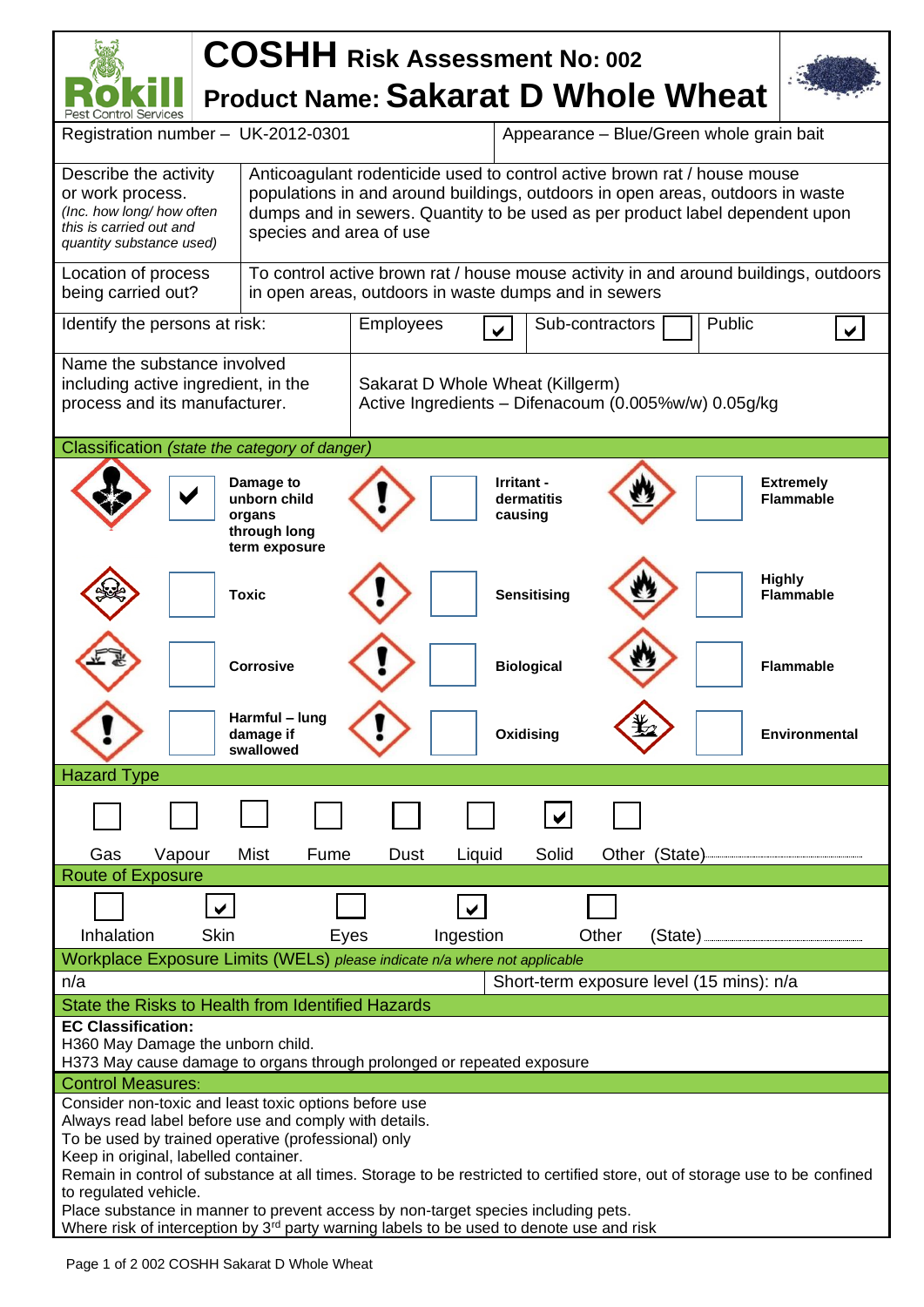# COSHH Risk Assessment No: 002

## Product Name: Sakarat D Whole Wheat

| Registration number – UK-2012-0301 | Appearance – Blue/Green whole grain bait |
|---|---|

| Describe the activity or work process. *(Inc. how long/ how often this is carried out and quantity substance used)* | Anticoagulant rodenticide used to control active brown rat / house mouse populations in and around buildings, outdoors in open areas, outdoors in waste dumps and in sewers. Quantity to be used as per product label dependent upon species and area of use |
|---|---|
| Location of process being carried out? | To control active brown rat / house mouse activity in and around buildings, outdoors in open areas, outdoors in waste dumps and in sewers |

| Identify the persons at risk: | Employees ☑ | Sub-contractors ☐ | Public ☑ |
|---|---|---|---|

| Name the substance involved including active ingredient, in the process and its manufacturer. | Sakarat D Whole Wheat (Killgerm)<br>Active Ingredients – Difenacoum (0.005%w/w) 0.05g/kg |
|---|---|

### Classification *(state the category of danger)*

| | | | | | |
|---|---|---|---|---|---|
| ☑ | Damage to unborn child organs through long term exposure | ☐ | Irritant - dermatitis causing | ☐ | Extremely Flammable |
| ☐ | Toxic | ☐ | Sensitising | ☐ | Highly Flammable |
| ☐ | Corrosive | ☐ | Biological | ☐ | Flammable |
| ☐ | Harmful – lung damage if swallowed | ☐ | Oxidising | ☐ | Environmental |

### Hazard Type

| Gas | Vapour | Mist | Fume | Dust | Liquid | Solid | Other (State)........ |
|---|---|---|---|---|---|---|---|
| ☐ | ☐ | ☐ | ☐ | ☐ | ☐ | ☑ | ☐ |

### Route of Exposure

| Inhalation | Skin | Eyes | Ingestion | Other (State)........ |
|---|---|---|---|---|
| ☐ | ☑ | ☐ | ☑ | ☐ |

### Workplace Exposure Limits (WELs) *please indicate n/a where not applicable*

| n/a | Short-term exposure level (15 mins): n/a |
|---|---|

### State the Risks to Health from Identified Hazards

**EC Classification:**
H360 May Damage the unborn child.
H373 May cause damage to organs through prolonged or repeated exposure

### Control Measures:

Consider non-toxic and least toxic options before use
Always read label before use and comply with details.
To be used by trained operative (professional) only
Keep in original, labelled container.
Remain in control of substance at all times. Storage to be restricted to certified store, out of storage use to be confined to regulated vehicle.
Place substance in manner to prevent access by non-target species including pets.
Where risk of interception by 3rd party warning labels to be used to denote use and risk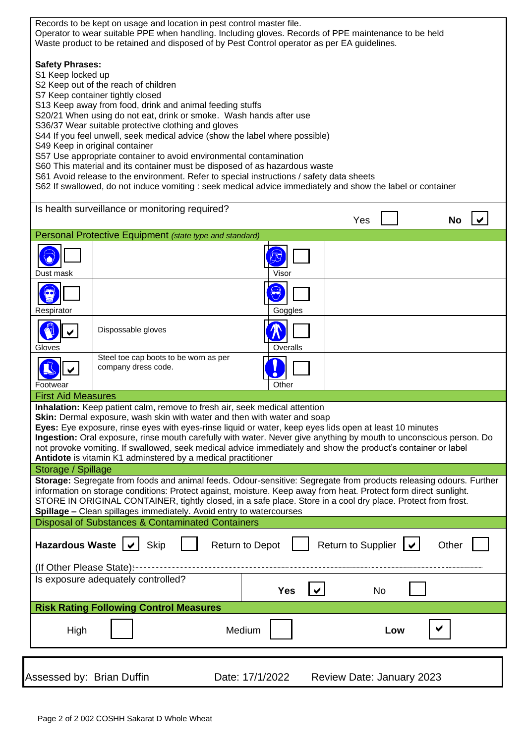Records to be kept on usage and location in pest control master file.
Operator to wear suitable PPE when handling. Including gloves. Records of PPE maintenance to be held
Waste product to be retained and disposed of by Pest Control operator as per EA guidelines.

**Safety Phrases:**
S1 Keep locked up
S2 Keep out of the reach of children
S7 Keep container tightly closed
S13 Keep away from food, drink and animal feeding stuffs
S20/21 When using do not eat, drink or smoke. Wash hands after use
S36/37 Wear suitable protective clothing and gloves
S44 If you feel unwell, seek medical advice (show the label where possible)
S49 Keep in original container
S57 Use appropriate container to avoid environmental contamination
S60 This material and its container must be disposed of as hazardous waste
S61 Avoid release to the environment. Refer to special instructions / safety data sheets
S62 If swallowed, do not induce vomiting : seek medical advice immediately and show the label or container

Is health surveillance or monitoring required? Yes ☐ **No** ☑

## Personal Protective Equipment *(state type and standard)*

| | | | |
|---|---|---|---|
| Dust mask ☐ | | Visor ☐ | |
| Respirator ☐ | | Goggles ☐ | |
| Gloves ☑ | Dispossable gloves | Overalls ☐ | |
| Footwear ☑ | Steel toe cap boots to be worn as per company dress code. | Other ☐ | |

## First Aid Measures

**Inhalation:** Keep patient calm, remove to fresh air, seek medical attention
**Skin:** Dermal exposure, wash skin with water and then with water and soap
**Eyes:** Eye exposure, rinse eyes with eyes-rinse liquid or water, keep eyes lids open at least 10 minutes
**Ingestion:** Oral exposure, rinse mouth carefully with water. Never give anything by mouth to unconscious person. Do not provoke vomiting. If swallowed, seek medical advice immediately and show the product's container or label
**Antidote** is vitamin K1 adminstered by a medical practitioner

## Storage / Spillage

**Storage:** Segregate from foods and animal feeds. Odour-sensitive: Segregate from products releasing odours. Further information on storage conditions: Protect against, moisture. Keep away from heat. Protect form direct sunlight. STORE IN ORIGINAL CONTAINER, tightly closed, in a safe place. Store in a cool dry place. Protect from frost.
**Spillage –** Clean spillages immediately. Avoid entry to watercourses

## Disposal of Substances & Contaminated Containers

**Hazardous Waste** ☑ Skip ☐ Return to Depot ☐ Return to Supplier ☑ Other ☐

(If Other Please State):

Is exposure adequately controlled? **Yes** ☑ No ☐

## Risk Rating Following Control Measures

High ☐ Medium ☐ **Low** ☑

Assessed by: Brian Duffin    Date: 17/1/2022    Review Date: January 2023